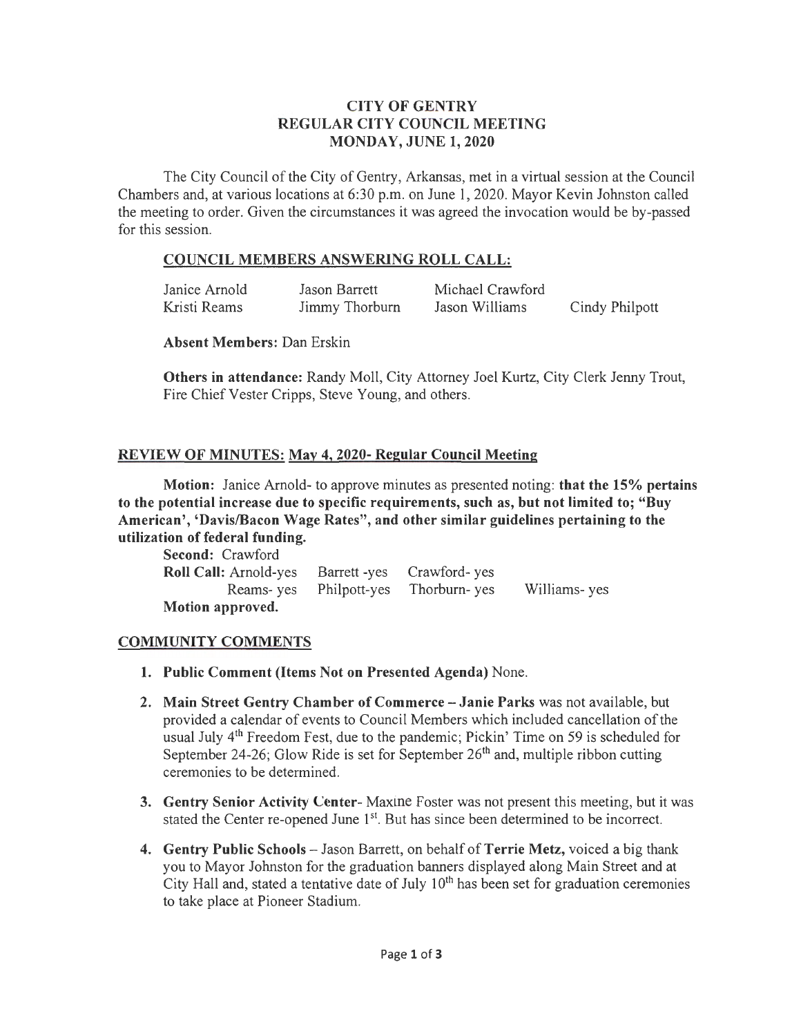# CITY OF GENTRY
## REGULAR CITY COUNCIL MEETING
## MONDAY, JUNE 1, 2020

The City Council of the City of Gentry, Arkansas, met in a virtual session at the Council Chambers and, at various locations at 6:30 p.m. on June 1, 2020. Mayor Kevin Johnston called the meeting to order. Given the circumstances it was agreed the invocation would be by-passed for this session.

### COUNCIL MEMBERS ANSWERING ROLL CALL:

| | | | |
|---|---|---|---|
| Janice Arnold | Jason Barrett | Michael Crawford | |
| Kristi Reams | Jimmy Thorburn | Jason Williams | Cindy Philpott |

**Absent Members:** Dan Erskin

**Others in attendance:** Randy Moll, City Attorney Joel Kurtz, City Clerk Jenny Trout, Fire Chief Vester Cripps, Steve Young, and others.

### REVIEW OF MINUTES: May 4, 2020- Regular Council Meeting

**Motion:** Janice Arnold- to approve minutes as presented noting: **that the 15% pertains to the potential increase due to specific requirements, such as, but not limited to; "Buy American', 'Davis/Bacon Wage Rates", and other similar guidelines pertaining to the utilization of federal funding.**

**Second:** Crawford

**Roll Call:** Arnold-yes Barrett -yes Crawford- yes
Reams- yes Philpott-yes Thorburn- yes Williams- yes

**Motion approved.**

### COMMUNITY COMMENTS

1. **Public Comment (Items Not on Presented Agenda)** None.
2. **Main Street Gentry Chamber of Commerce – Janie Parks** was not available, but provided a calendar of events to Council Members which included cancellation of the usual July 4th Freedom Fest, due to the pandemic; Pickin' Time on 59 is scheduled for September 24-26; Glow Ride is set for September 26th and, multiple ribbon cutting ceremonies to be determined.
3. **Gentry Senior Activity Center**- Maxine Foster was not present this meeting, but it was stated the Center re-opened June 1st. But has since been determined to be incorrect.
4. **Gentry Public Schools** – Jason Barrett, on behalf of **Terrie Metz,** voiced a big thank you to Mayor Johnston for the graduation banners displayed along Main Street and at City Hall and, stated a tentative date of July 10th has been set for graduation ceremonies to take place at Pioneer Stadium.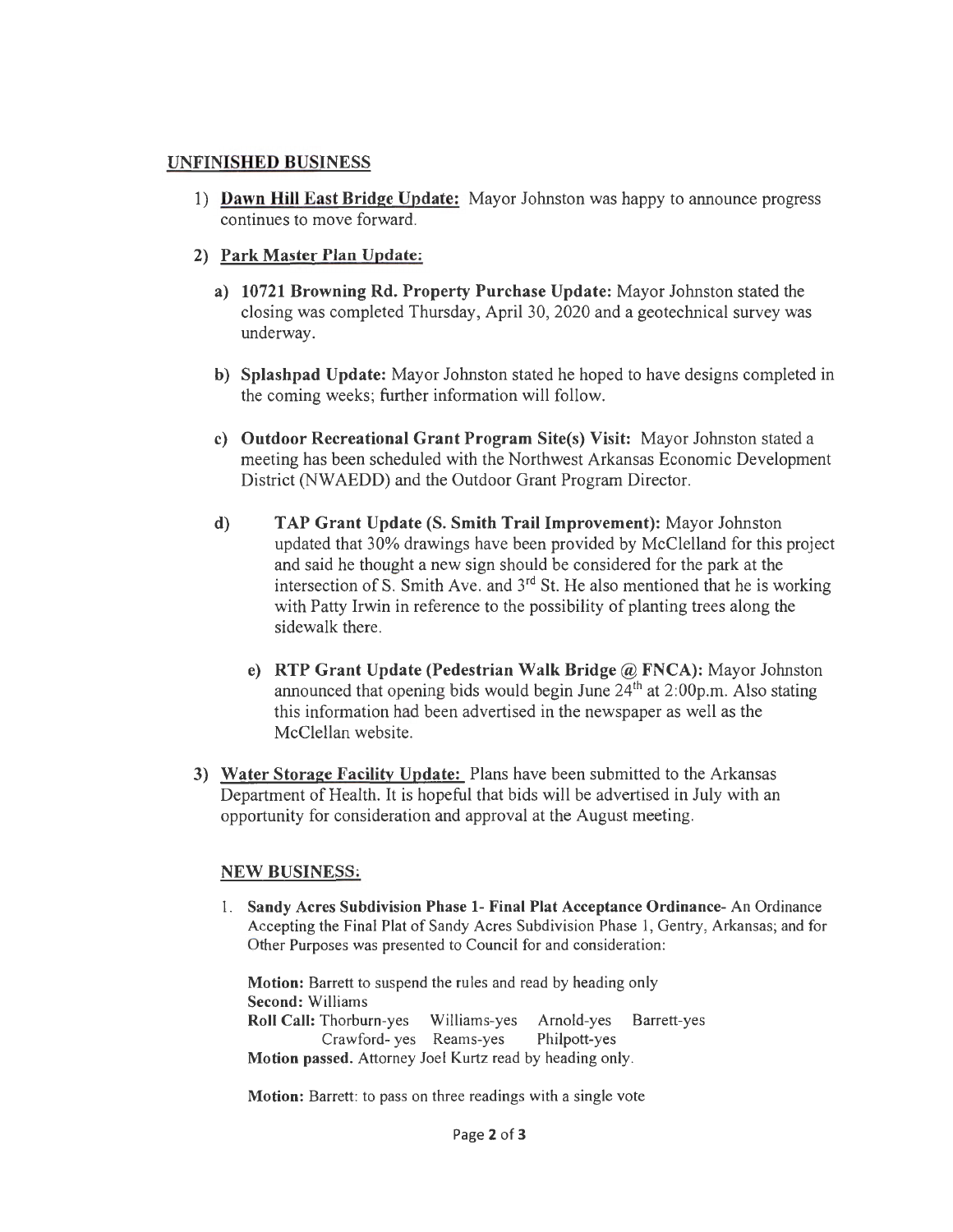## UNFINISHED BUSINESS

1) **Dawn Hill East Bridge Update:** Mayor Johnston was happy to announce progress continues to move forward.

2) **Park Master Plan Update:**

   a) **10721 Browning Rd. Property Purchase Update:** Mayor Johnston stated the closing was completed Thursday, April 30, 2020 and a geotechnical survey was underway.

   b) **Splashpad Update:** Mayor Johnston stated he hoped to have designs completed in the coming weeks; further information will follow.

   c) **Outdoor Recreational Grant Program Site(s) Visit:** Mayor Johnston stated a meeting has been scheduled with the Northwest Arkansas Economic Development District (NWAEDD) and the Outdoor Grant Program Director.

   d) **TAP Grant Update (S. Smith Trail Improvement):** Mayor Johnston updated that 30% drawings have been provided by McClelland for this project and said he thought a new sign should be considered for the park at the intersection of S. Smith Ave. and 3rd St. He also mentioned that he is working with Patty Irwin in reference to the possibility of planting trees along the sidewalk there.

   e) **RTP Grant Update (Pedestrian Walk Bridge @ FNCA):** Mayor Johnston announced that opening bids would begin June 24th at 2:00p.m. Also stating this information had been advertised in the newspaper as well as the McClellan website.

3) **Water Storage Facility Update:** Plans have been submitted to the Arkansas Department of Health. It is hopeful that bids will be advertised in July with an opportunity for consideration and approval at the August meeting.

## NEW BUSINESS:

1. **Sandy Acres Subdivision Phase 1- Final Plat Acceptance Ordinance-** An Ordinance Accepting the Final Plat of Sandy Acres Subdivision Phase 1, Gentry, Arkansas; and for Other Purposes was presented to Council for and consideration:

   **Motion:** Barrett to suspend the rules and read by heading only
   **Second:** Williams
   **Roll Call:** Thorburn-yes Williams-yes Arnold-yes Barrett-yes
   Crawford- yes Reams-yes Philpott-yes
   **Motion passed.** Attorney Joel Kurtz read by heading only.

   **Motion:** Barrett: to pass on three readings with a single vote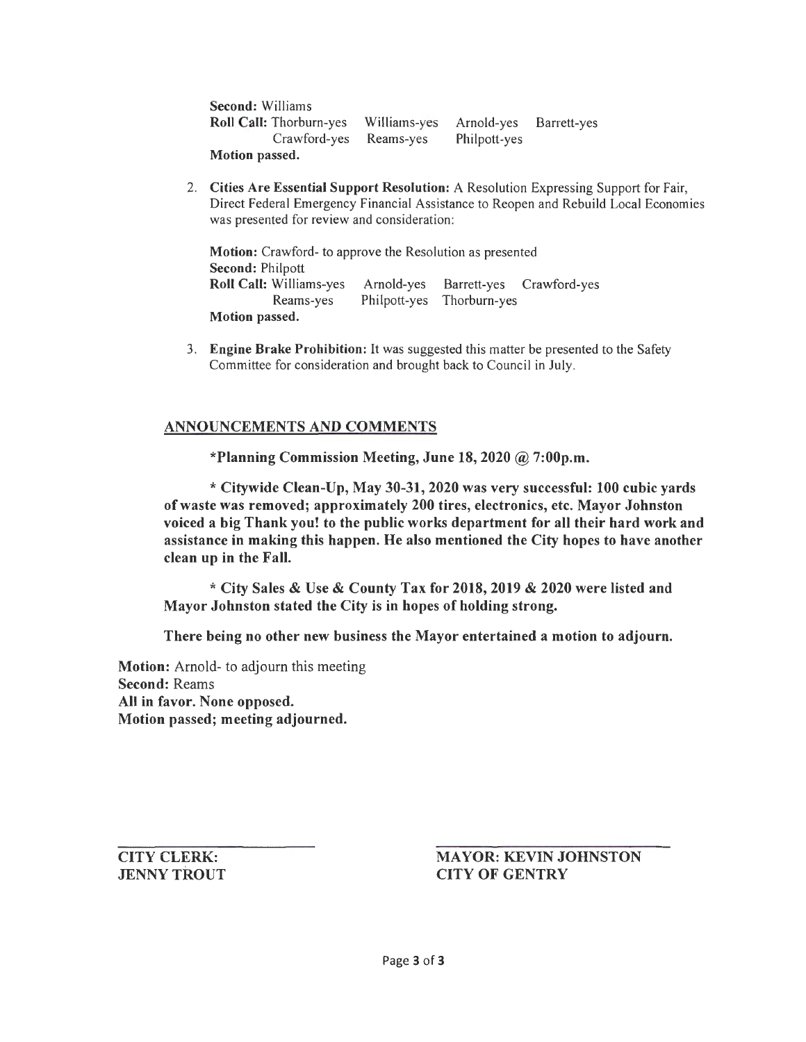**Second:** Williams
**Roll Call:** Thorburn-yes Williams-yes Arnold-yes Barrett-yes Crawford-yes Reams-yes Philpott-yes
**Motion passed.**

2. **Cities Are Essential Support Resolution:** A Resolution Expressing Support for Fair, Direct Federal Emergency Financial Assistance to Reopen and Rebuild Local Economies was presented for review and consideration:

   **Motion:** Crawford- to approve the Resolution as presented
   **Second:** Philpott
   **Roll Call:** Williams-yes Arnold-yes Barrett-yes Crawford-yes Reams-yes Philpott-yes Thorburn-yes
   **Motion passed.**

3. **Engine Brake Prohibition:** It was suggested this matter be presented to the Safety Committee for consideration and brought back to Council in July.

## ANNOUNCEMENTS AND COMMENTS

**\*Planning Commission Meeting, June 18, 2020 @ 7:00p.m.**

**\* Citywide Clean-Up, May 30-31, 2020 was very successful: 100 cubic yards of waste was removed; approximately 200 tires, electronics, etc. Mayor Johnston voiced a big Thank you! to the public works department for all their hard work and assistance in making this happen. He also mentioned the City hopes to have another clean up in the Fall.**

**\* City Sales & Use & County Tax for 2018, 2019 & 2020 were listed and Mayor Johnston stated the City is in hopes of holding strong.**

**There being no other new business the Mayor entertained a motion to adjourn.**

**Motion:** Arnold- to adjourn this meeting
**Second:** Reams
**All in favor. None opposed.**
**Motion passed; meeting adjourned.**

**CITY CLERK:**
**JENNY TROUT**

**MAYOR: KEVIN JOHNSTON**
**CITY OF GENTRY**